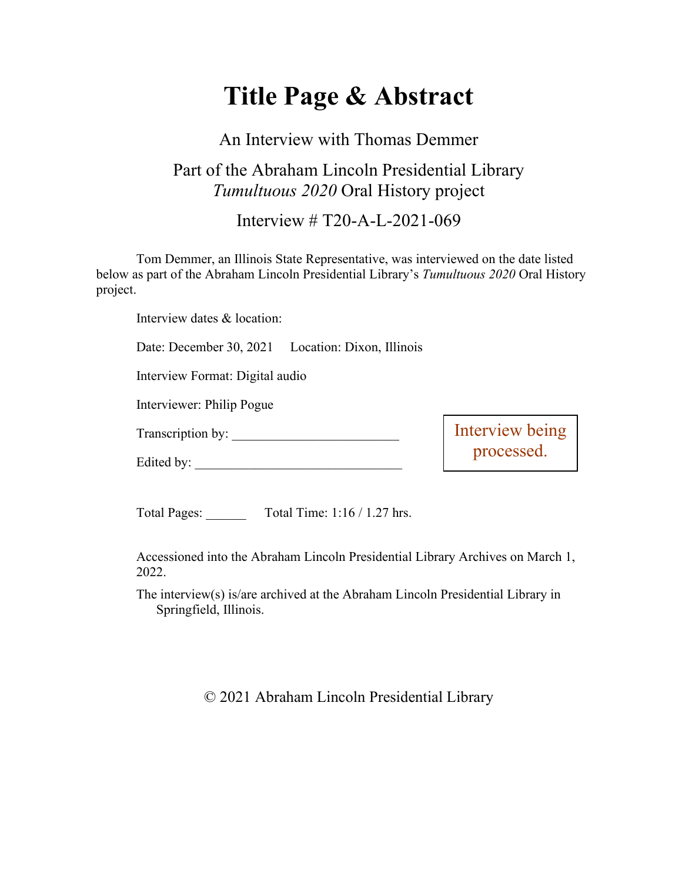# Title Page & Abstract

An Interview with Thomas Demmer

Part of the Abraham Lincoln Presidential Library
*Tumultuous 2020* Oral History project

Interview # T20-A-L-2021-069

Tom Demmer, an Illinois State Representative, was interviewed on the date listed below as part of the Abraham Lincoln Presidential Library's *Tumultuous 2020* Oral History project.

Interview dates & location:

Date: December 30, 2021 Location: Dixon, Illinois

Interview Format: Digital audio

Interviewer: Philip Pogue

Transcription by: ________________________

Edited by: ______________________________

Interview being processed.

Total Pages: ______ Total Time: 1:16 / 1.27 hrs.

Accessioned into the Abraham Lincoln Presidential Library Archives on March 1, 2022.

The interview(s) is/are archived at the Abraham Lincoln Presidential Library in Springfield, Illinois.

© 2021 Abraham Lincoln Presidential Library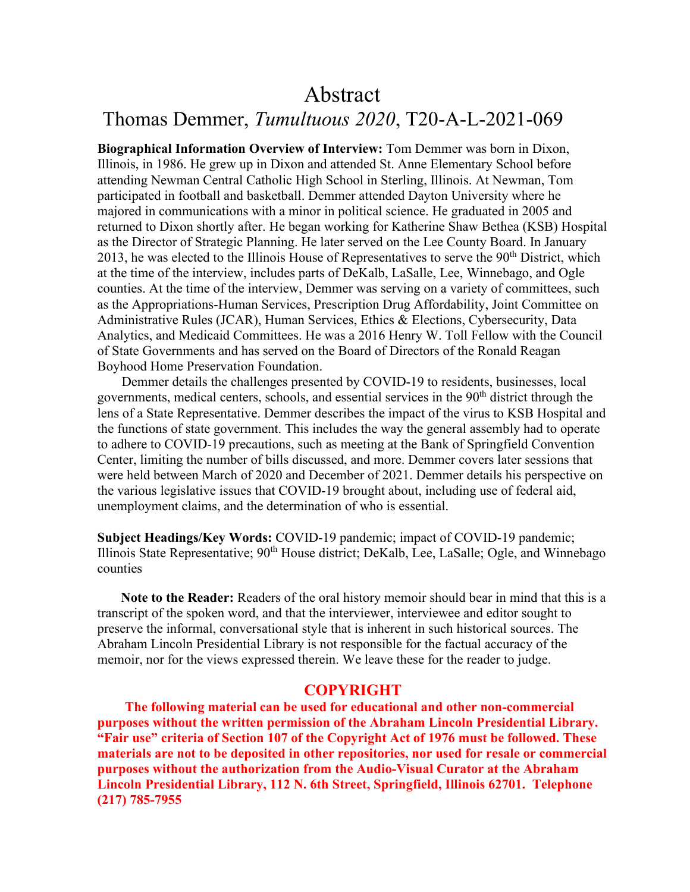# Abstract

## Thomas Demmer, *Tumultuous 2020*, T20-A-L-2021-069

**Biographical Information Overview of Interview:** Tom Demmer was born in Dixon, Illinois, in 1986. He grew up in Dixon and attended St. Anne Elementary School before attending Newman Central Catholic High School in Sterling, Illinois. At Newman, Tom participated in football and basketball. Demmer attended Dayton University where he majored in communications with a minor in political science. He graduated in 2005 and returned to Dixon shortly after. He began working for Katherine Shaw Bethea (KSB) Hospital as the Director of Strategic Planning. He later served on the Lee County Board. In January 2013, he was elected to the Illinois House of Representatives to serve the 90th District, which at the time of the interview, includes parts of DeKalb, LaSalle, Lee, Winnebago, and Ogle counties. At the time of the interview, Demmer was serving on a variety of committees, such as the Appropriations-Human Services, Prescription Drug Affordability, Joint Committee on Administrative Rules (JCAR), Human Services, Ethics & Elections, Cybersecurity, Data Analytics, and Medicaid Committees. He was a 2016 Henry W. Toll Fellow with the Council of State Governments and has served on the Board of Directors of the Ronald Reagan Boyhood Home Preservation Foundation.

Demmer details the challenges presented by COVID-19 to residents, businesses, local governments, medical centers, schools, and essential services in the 90th district through the lens of a State Representative. Demmer describes the impact of the virus to KSB Hospital and the functions of state government. This includes the way the general assembly had to operate to adhere to COVID-19 precautions, such as meeting at the Bank of Springfield Convention Center, limiting the number of bills discussed, and more. Demmer covers later sessions that were held between March of 2020 and December of 2021. Demmer details his perspective on the various legislative issues that COVID-19 brought about, including use of federal aid, unemployment claims, and the determination of who is essential.

**Subject Headings/Key Words:** COVID-19 pandemic; impact of COVID-19 pandemic; Illinois State Representative; 90th House district; DeKalb, Lee, LaSalle; Ogle, and Winnebago counties

**Note to the Reader:** Readers of the oral history memoir should bear in mind that this is a transcript of the spoken word, and that the interviewer, interviewee and editor sought to preserve the informal, conversational style that is inherent in such historical sources. The Abraham Lincoln Presidential Library is not responsible for the factual accuracy of the memoir, nor for the views expressed therein. We leave these for the reader to judge.

## COPYRIGHT

**The following material can be used for educational and other non-commercial purposes without the written permission of the Abraham Lincoln Presidential Library. "Fair use" criteria of Section 107 of the Copyright Act of 1976 must be followed. These materials are not to be deposited in other repositories, nor used for resale or commercial purposes without the authorization from the Audio-Visual Curator at the Abraham Lincoln Presidential Library, 112 N. 6th Street, Springfield, Illinois 62701. Telephone (217) 785-7955**